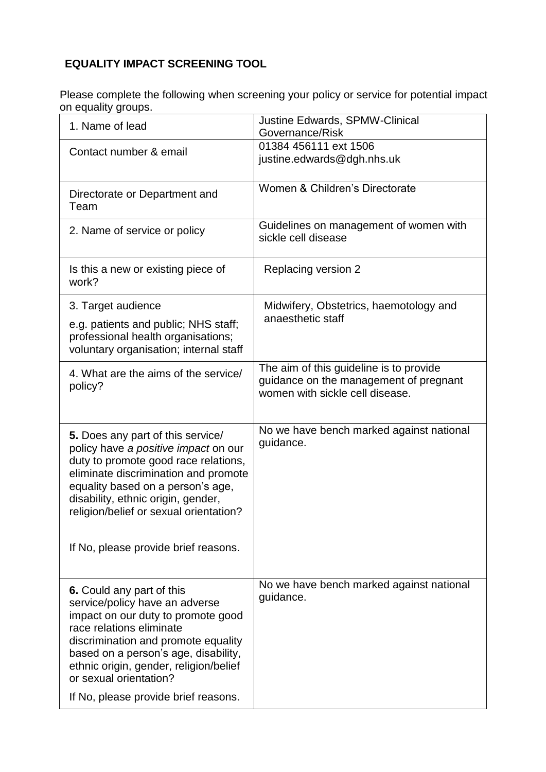## EQUALITY IMPACT SCREENING TOOL

Please complete the following when screening your policy or service for potential impact on equality groups.

| | |
|---|---|
| 1. Name of lead | Justine Edwards, SPMW-Clinical Governance/Risk |
| Contact number & email | 01384 456111 ext 1506<br>justine.edwards@dgh.nhs.uk |
| Directorate or Department and Team | Women & Children's Directorate |
| 2. Name of service or policy | Guidelines on management of women with sickle cell disease |
| Is this a new or existing piece of work? | Replacing version 2 |
| 3. Target audience<br>e.g. patients and public; NHS staff; professional health organisations; voluntary organisation; internal staff | Midwifery, Obstetrics, haemotology and anaesthetic staff |
| 4. What are the aims of the service/ policy? | The aim of this guideline is to provide guidance on the management of pregnant women with sickle cell disease. |
| **5.** Does any part of this service/ policy have *a positive impact* on our duty to promote good race relations, eliminate discrimination and promote equality based on a person's age, disability, ethnic origin, gender, religion/belief or sexual orientation?<br><br>If No, please provide brief reasons. | No we have bench marked against national guidance. |
| **6.** Could any part of this service/policy have an adverse impact on our duty to promote good race relations eliminate discrimination and promote equality based on a person's age, disability, ethnic origin, gender, religion/belief or sexual orientation?<br><br>If No, please provide brief reasons. | No we have bench marked against national guidance. |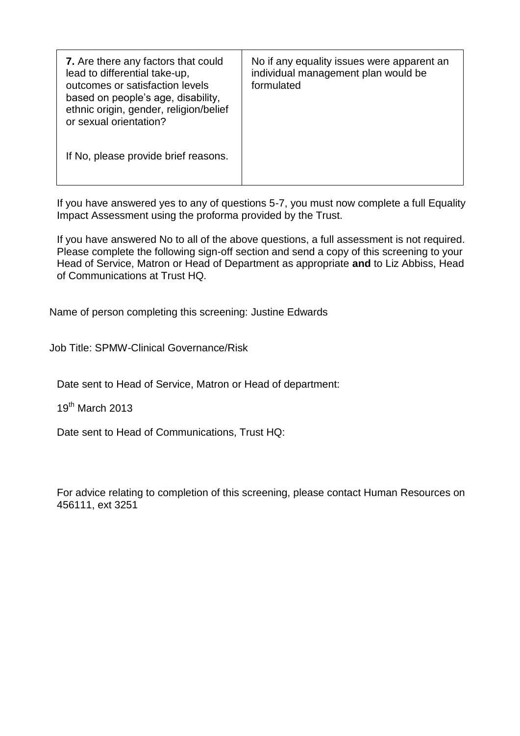| | |
|---|---|
| **7.** Are there any factors that could lead to differential take-up, outcomes or satisfaction levels based on people's age, disability, ethnic origin, gender, religion/belief or sexual orientation?<br><br>If No, please provide brief reasons. | No if any equality issues were apparent an individual management plan would be formulated |

If you have answered yes to any of questions 5-7, you must now complete a full Equality Impact Assessment using the proforma provided by the Trust.

If you have answered No to all of the above questions, a full assessment is not required. Please complete the following sign-off section and send a copy of this screening to your Head of Service, Matron or Head of Department as appropriate **and** to Liz Abbiss, Head of Communications at Trust HQ.

Name of person completing this screening: Justine Edwards

Job Title: SPMW-Clinical Governance/Risk

Date sent to Head of Service, Matron or Head of department:

19th March 2013

Date sent to Head of Communications, Trust HQ:

For advice relating to completion of this screening, please contact Human Resources on 456111, ext 3251